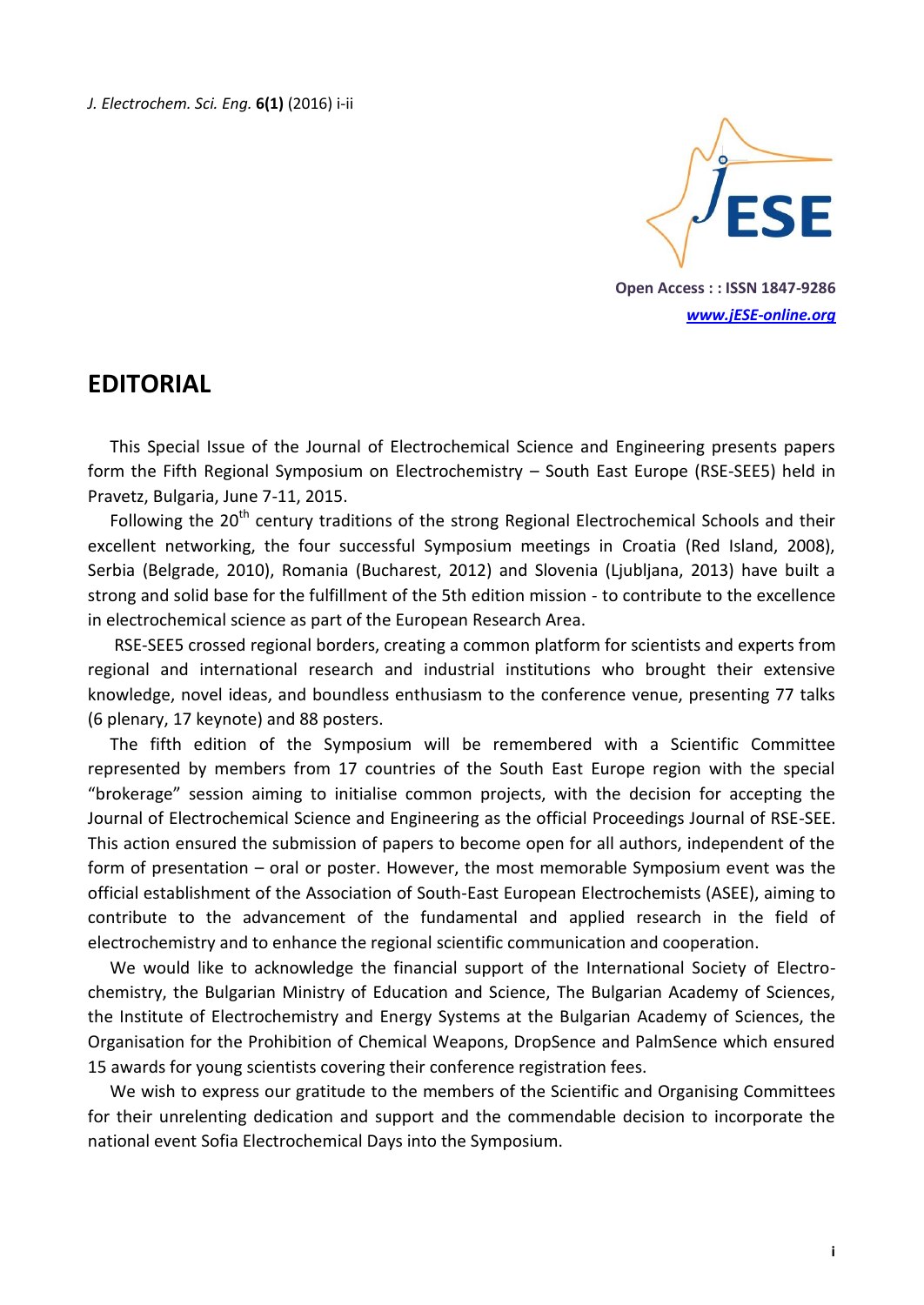Open Access : : ISSN 1847-9286

*www.jESE-online.org*

# EDITORIAL

This Special Issue of the Journal of Electrochemical Science and Engineering presents papers form the Fifth Regional Symposium on Electrochemistry – South East Europe (RSE-SEE5) held in Pravetz, Bulgaria, June 7-11, 2015.

Following the 20$^{th}$ century traditions of the strong Regional Electrochemical Schools and their excellent networking, the four successful Symposium meetings in Croatia (Red Island, 2008), Serbia (Belgrade, 2010), Romania (Bucharest, 2012) and Slovenia (Ljubljana, 2013) have built a strong and solid base for the fulfillment of the 5th edition mission - to contribute to the excellence in electrochemical science as part of the European Research Area.

RSE-SEE5 crossed regional borders, creating a common platform for scientists and experts from regional and international research and industrial institutions who brought their extensive knowledge, novel ideas, and boundless enthusiasm to the conference venue, presenting 77 talks (6 plenary, 17 keynote) and 88 posters.

The fifth edition of the Symposium will be remembered with a Scientific Committee represented by members from 17 countries of the South East Europe region with the special "brokerage" session aiming to initialise common projects, with the decision for accepting the Journal of Electrochemical Science and Engineering as the official Proceedings Journal of RSE-SEE. This action ensured the submission of papers to become open for all authors, independent of the form of presentation – oral or poster. However, the most memorable Symposium event was the official establishment of the Association of South-East European Electrochemists (ASEE), aiming to contribute to the advancement of the fundamental and applied research in the field of electrochemistry and to enhance the regional scientific communication and cooperation.

We would like to acknowledge the financial support of the International Society of Electro-chemistry, the Bulgarian Ministry of Education and Science, The Bulgarian Academy of Sciences, the Institute of Electrochemistry and Energy Systems at the Bulgarian Academy of Sciences, the Organisation for the Prohibition of Chemical Weapons, DropSence and PalmSence which ensured 15 awards for young scientists covering their conference registration fees.

We wish to express our gratitude to the members of the Scientific and Organising Committees for their unrelenting dedication and support and the commendable decision to incorporate the national event Sofia Electrochemical Days into the Symposium.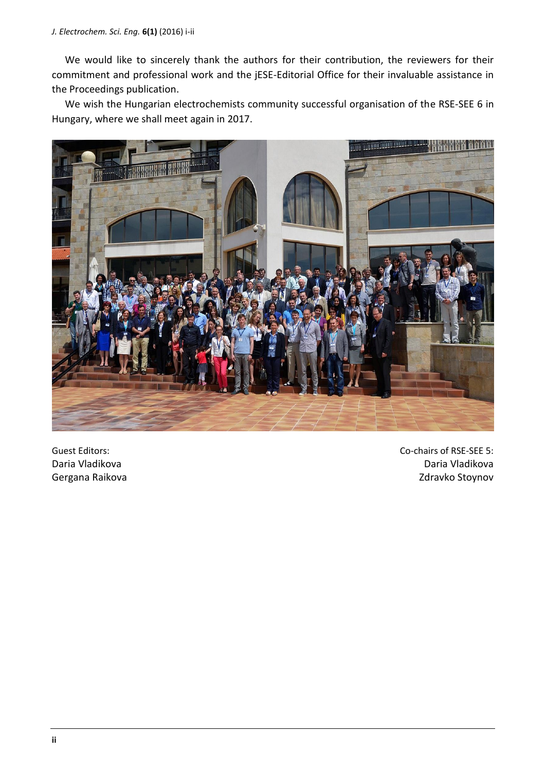We would like to sincerely thank the authors for their contribution, the reviewers for their commitment and professional work and the jESE-Editorial Office for their invaluable assistance in the Proceedings publication.

We wish the Hungarian electrochemists community successful organisation of the RSE-SEE 6 in Hungary, where we shall meet again in 2017.

Guest Editors:
Daria Vladikova
Gergana Raikova

Co-chairs of RSE-SEE 5:
Daria Vladikova
Zdravko Stoynov